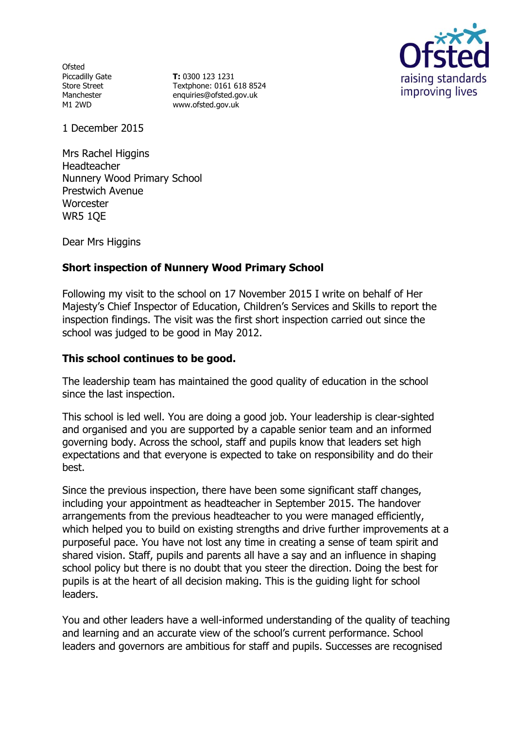Ofsted
Piccadilly Gate
Store Street
Manchester
M1 2WD

**T:** 0300 123 1231
Textphone: 0161 618 8524
enquiries@ofsted.gov.uk
www.ofsted.gov.uk

1 December 2015

Mrs Rachel Higgins
Headteacher
Nunnery Wood Primary School
Prestwich Avenue
Worcester
WR5 1QE

Dear Mrs Higgins

**Short inspection of Nunnery Wood Primary School**

Following my visit to the school on 17 November 2015 I write on behalf of Her Majesty's Chief Inspector of Education, Children's Services and Skills to report the inspection findings. The visit was the first short inspection carried out since the school was judged to be good in May 2012.

**This school continues to be good.**

The leadership team has maintained the good quality of education in the school since the last inspection.

This school is led well. You are doing a good job. Your leadership is clear-sighted and organised and you are supported by a capable senior team and an informed governing body. Across the school, staff and pupils know that leaders set high expectations and that everyone is expected to take on responsibility and do their best.

Since the previous inspection, there have been some significant staff changes, including your appointment as headteacher in September 2015. The handover arrangements from the previous headteacher to you were managed efficiently, which helped you to build on existing strengths and drive further improvements at a purposeful pace. You have not lost any time in creating a sense of team spirit and shared vision. Staff, pupils and parents all have a say and an influence in shaping school policy but there is no doubt that you steer the direction. Doing the best for pupils is at the heart of all decision making. This is the guiding light for school leaders.

You and other leaders have a well-informed understanding of the quality of teaching and learning and an accurate view of the school's current performance. School leaders and governors are ambitious for staff and pupils. Successes are recognised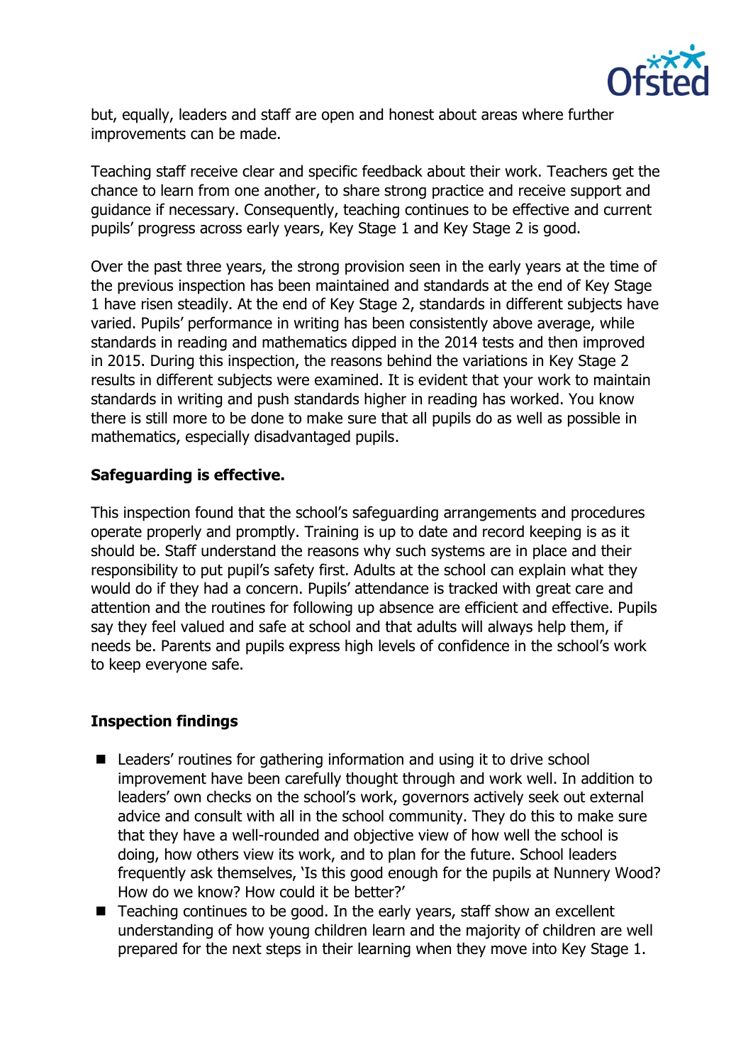but, equally, leaders and staff are open and honest about areas where further improvements can be made.

Teaching staff receive clear and specific feedback about their work. Teachers get the chance to learn from one another, to share strong practice and receive support and guidance if necessary. Consequently, teaching continues to be effective and current pupils' progress across early years, Key Stage 1 and Key Stage 2 is good.

Over the past three years, the strong provision seen in the early years at the time of the previous inspection has been maintained and standards at the end of Key Stage 1 have risen steadily. At the end of Key Stage 2, standards in different subjects have varied. Pupils' performance in writing has been consistently above average, while standards in reading and mathematics dipped in the 2014 tests and then improved in 2015. During this inspection, the reasons behind the variations in Key Stage 2 results in different subjects were examined. It is evident that your work to maintain standards in writing and push standards higher in reading has worked. You know there is still more to be done to make sure that all pupils do as well as possible in mathematics, especially disadvantaged pupils.

**Safeguarding is effective.**

This inspection found that the school's safeguarding arrangements and procedures operate properly and promptly. Training is up to date and record keeping is as it should be. Staff understand the reasons why such systems are in place and their responsibility to put pupil's safety first. Adults at the school can explain what they would do if they had a concern. Pupils' attendance is tracked with great care and attention and the routines for following up absence are efficient and effective. Pupils say they feel valued and safe at school and that adults will always help them, if needs be. Parents and pupils express high levels of confidence in the school's work to keep everyone safe.

## Inspection findings

- Leaders' routines for gathering information and using it to drive school improvement have been carefully thought through and work well. In addition to leaders' own checks on the school's work, governors actively seek out external advice and consult with all in the school community. They do this to make sure that they have a well-rounded and objective view of how well the school is doing, how others view its work, and to plan for the future. School leaders frequently ask themselves, 'Is this good enough for the pupils at Nunnery Wood? How do we know? How could it be better?'
- Teaching continues to be good. In the early years, staff show an excellent understanding of how young children learn and the majority of children are well prepared for the next steps in their learning when they move into Key Stage 1.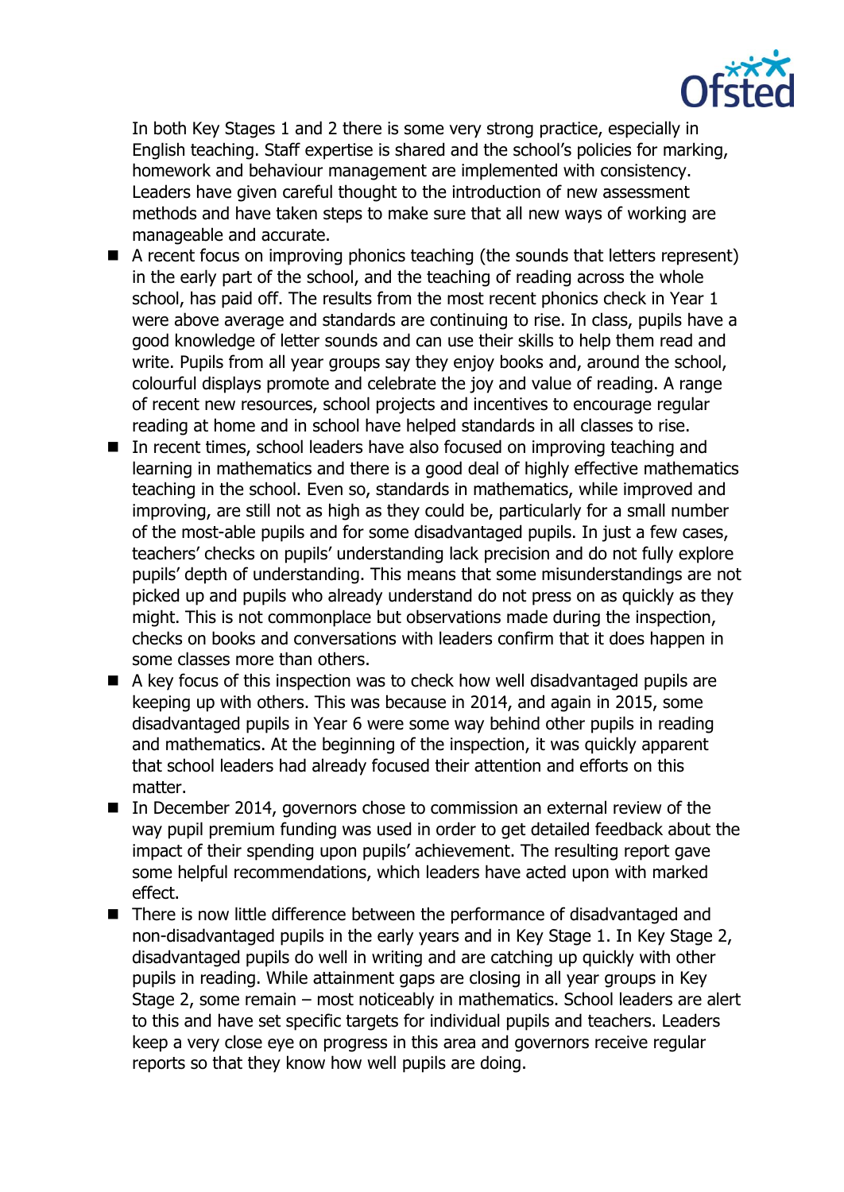In both Key Stages 1 and 2 there is some very strong practice, especially in English teaching. Staff expertise is shared and the school's policies for marking, homework and behaviour management are implemented with consistency. Leaders have given careful thought to the introduction of new assessment methods and have taken steps to make sure that all new ways of working are manageable and accurate.

- A recent focus on improving phonics teaching (the sounds that letters represent) in the early part of the school, and the teaching of reading across the whole school, has paid off. The results from the most recent phonics check in Year 1 were above average and standards are continuing to rise. In class, pupils have a good knowledge of letter sounds and can use their skills to help them read and write. Pupils from all year groups say they enjoy books and, around the school, colourful displays promote and celebrate the joy and value of reading. A range of recent new resources, school projects and incentives to encourage regular reading at home and in school have helped standards in all classes to rise.
- In recent times, school leaders have also focused on improving teaching and learning in mathematics and there is a good deal of highly effective mathematics teaching in the school. Even so, standards in mathematics, while improved and improving, are still not as high as they could be, particularly for a small number of the most-able pupils and for some disadvantaged pupils. In just a few cases, teachers' checks on pupils' understanding lack precision and do not fully explore pupils' depth of understanding. This means that some misunderstandings are not picked up and pupils who already understand do not press on as quickly as they might. This is not commonplace but observations made during the inspection, checks on books and conversations with leaders confirm that it does happen in some classes more than others.
- A key focus of this inspection was to check how well disadvantaged pupils are keeping up with others. This was because in 2014, and again in 2015, some disadvantaged pupils in Year 6 were some way behind other pupils in reading and mathematics. At the beginning of the inspection, it was quickly apparent that school leaders had already focused their attention and efforts on this matter.
- In December 2014, governors chose to commission an external review of the way pupil premium funding was used in order to get detailed feedback about the impact of their spending upon pupils' achievement. The resulting report gave some helpful recommendations, which leaders have acted upon with marked effect.
- There is now little difference between the performance of disadvantaged and non-disadvantaged pupils in the early years and in Key Stage 1. In Key Stage 2, disadvantaged pupils do well in writing and are catching up quickly with other pupils in reading. While attainment gaps are closing in all year groups in Key Stage 2, some remain – most noticeably in mathematics. School leaders are alert to this and have set specific targets for individual pupils and teachers. Leaders keep a very close eye on progress in this area and governors receive regular reports so that they know how well pupils are doing.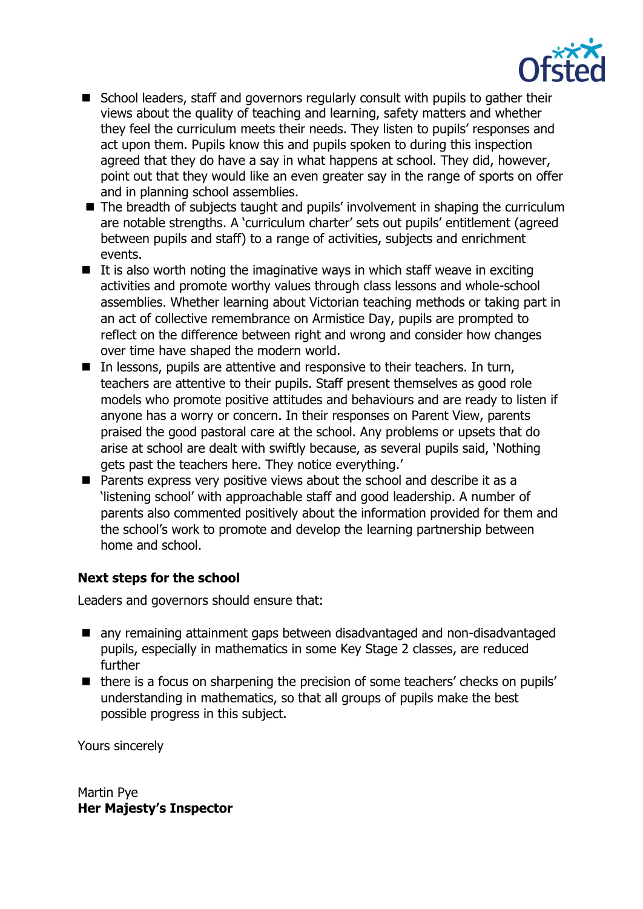- School leaders, staff and governors regularly consult with pupils to gather their views about the quality of teaching and learning, safety matters and whether they feel the curriculum meets their needs. They listen to pupils' responses and act upon them. Pupils know this and pupils spoken to during this inspection agreed that they do have a say in what happens at school. They did, however, point out that they would like an even greater say in the range of sports on offer and in planning school assemblies.
- The breadth of subjects taught and pupils' involvement in shaping the curriculum are notable strengths. A 'curriculum charter' sets out pupils' entitlement (agreed between pupils and staff) to a range of activities, subjects and enrichment events.
- It is also worth noting the imaginative ways in which staff weave in exciting activities and promote worthy values through class lessons and whole-school assemblies. Whether learning about Victorian teaching methods or taking part in an act of collective remembrance on Armistice Day, pupils are prompted to reflect on the difference between right and wrong and consider how changes over time have shaped the modern world.
- In lessons, pupils are attentive and responsive to their teachers. In turn, teachers are attentive to their pupils. Staff present themselves as good role models who promote positive attitudes and behaviours and are ready to listen if anyone has a worry or concern. In their responses on Parent View, parents praised the good pastoral care at the school. Any problems or upsets that do arise at school are dealt with swiftly because, as several pupils said, 'Nothing gets past the teachers here. They notice everything.'
- Parents express very positive views about the school and describe it as a 'listening school' with approachable staff and good leadership. A number of parents also commented positively about the information provided for them and the school's work to promote and develop the learning partnership between home and school.

## Next steps for the school

Leaders and governors should ensure that:

- any remaining attainment gaps between disadvantaged and non-disadvantaged pupils, especially in mathematics in some Key Stage 2 classes, are reduced further
- there is a focus on sharpening the precision of some teachers' checks on pupils' understanding in mathematics, so that all groups of pupils make the best possible progress in this subject.

Yours sincerely

Martin Pye
**Her Majesty's Inspector**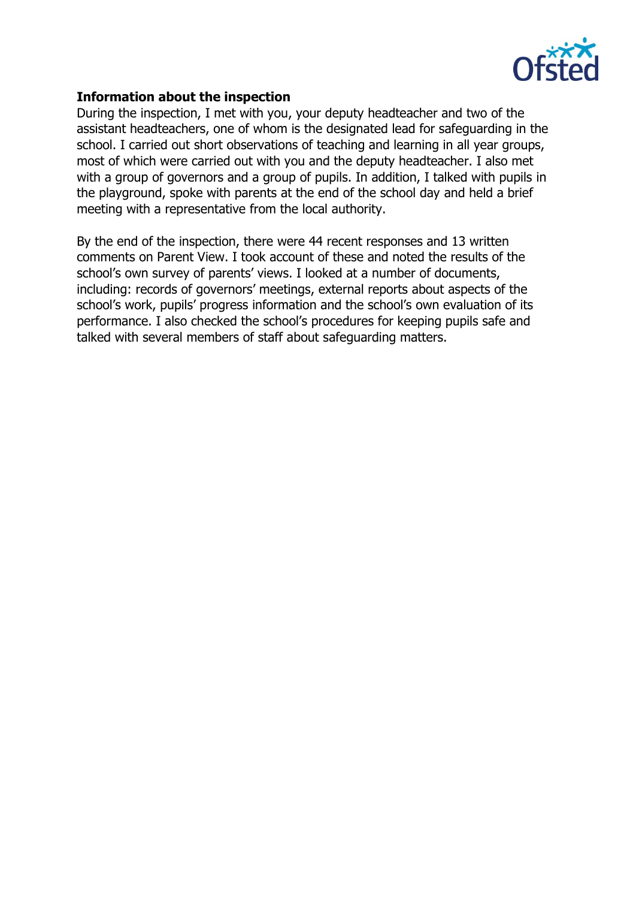**Information about the inspection**

During the inspection, I met with you, your deputy headteacher and two of the assistant headteachers, one of whom is the designated lead for safeguarding in the school. I carried out short observations of teaching and learning in all year groups, most of which were carried out with you and the deputy headteacher. I also met with a group of governors and a group of pupils. In addition, I talked with pupils in the playground, spoke with parents at the end of the school day and held a brief meeting with a representative from the local authority.

By the end of the inspection, there were 44 recent responses and 13 written comments on Parent View. I took account of these and noted the results of the school's own survey of parents' views. I looked at a number of documents, including: records of governors' meetings, external reports about aspects of the school's work, pupils' progress information and the school's own evaluation of its performance. I also checked the school's procedures for keeping pupils safe and talked with several members of staff about safeguarding matters.